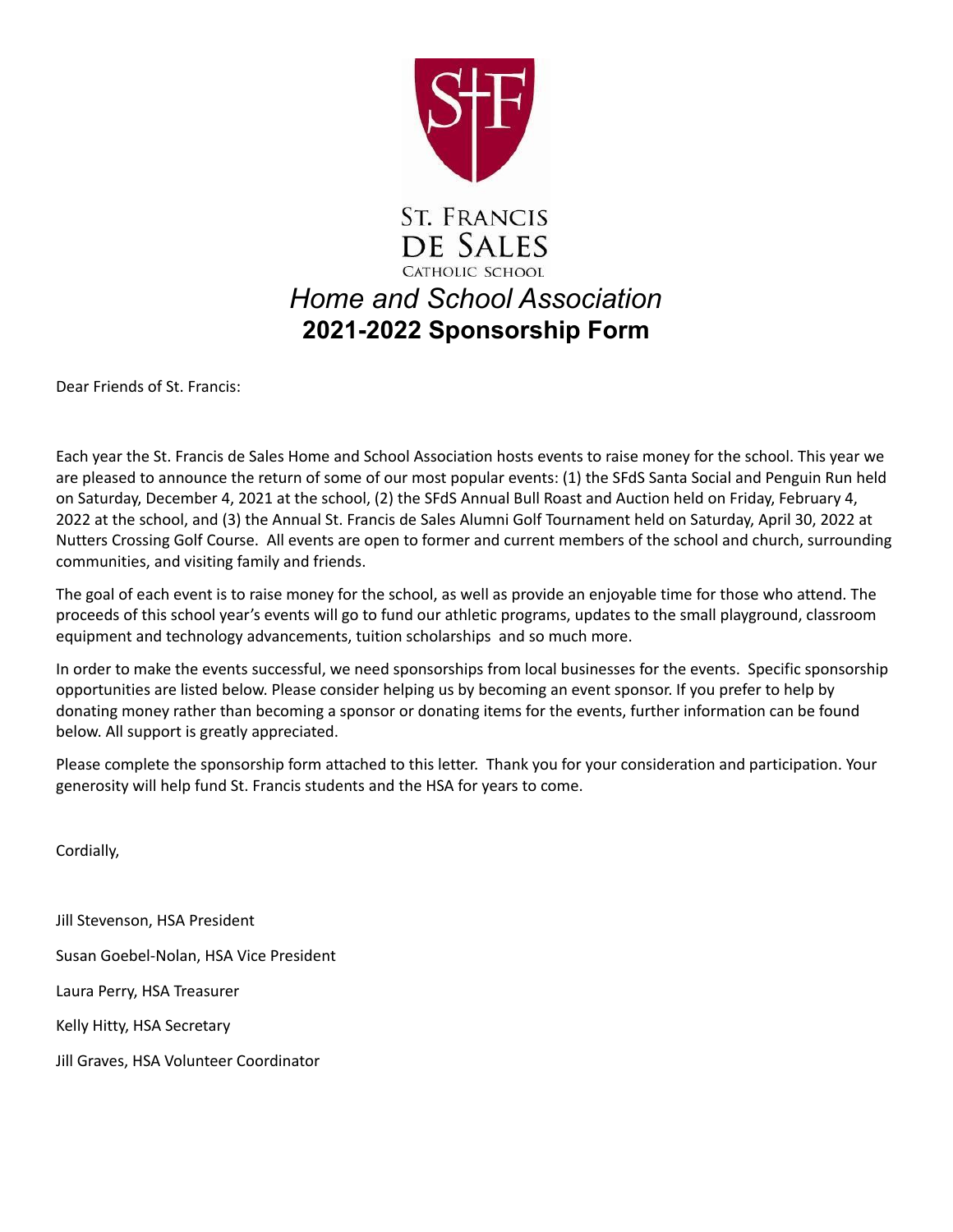ST. FRANCIS
DE SALES
CATHOLIC SCHOOL

# *Home and School Association*
# **2021-2022 Sponsorship Form**

Dear Friends of St. Francis:

Each year the St. Francis de Sales Home and School Association hosts events to raise money for the school. This year we are pleased to announce the return of some of our most popular events: (1) the SFdS Santa Social and Penguin Run held on Saturday, December 4, 2021 at the school, (2) the SFdS Annual Bull Roast and Auction held on Friday, February 4, 2022 at the school, and (3) the Annual St. Francis de Sales Alumni Golf Tournament held on Saturday, April 30, 2022 at Nutters Crossing Golf Course. All events are open to former and current members of the school and church, surrounding communities, and visiting family and friends.

The goal of each event is to raise money for the school, as well as provide an enjoyable time for those who attend. The proceeds of this school year's events will go to fund our athletic programs, updates to the small playground, classroom equipment and technology advancements, tuition scholarships and so much more.

In order to make the events successful, we need sponsorships from local businesses for the events. Specific sponsorship opportunities are listed below. Please consider helping us by becoming an event sponsor. If you prefer to help by donating money rather than becoming a sponsor or donating items for the events, further information can be found below. All support is greatly appreciated.

Please complete the sponsorship form attached to this letter. Thank you for your consideration and participation. Your generosity will help fund St. Francis students and the HSA for years to come.

Cordially,

Jill Stevenson, HSA President

Susan Goebel-Nolan, HSA Vice President

Laura Perry, HSA Treasurer

Kelly Hitty, HSA Secretary

Jill Graves, HSA Volunteer Coordinator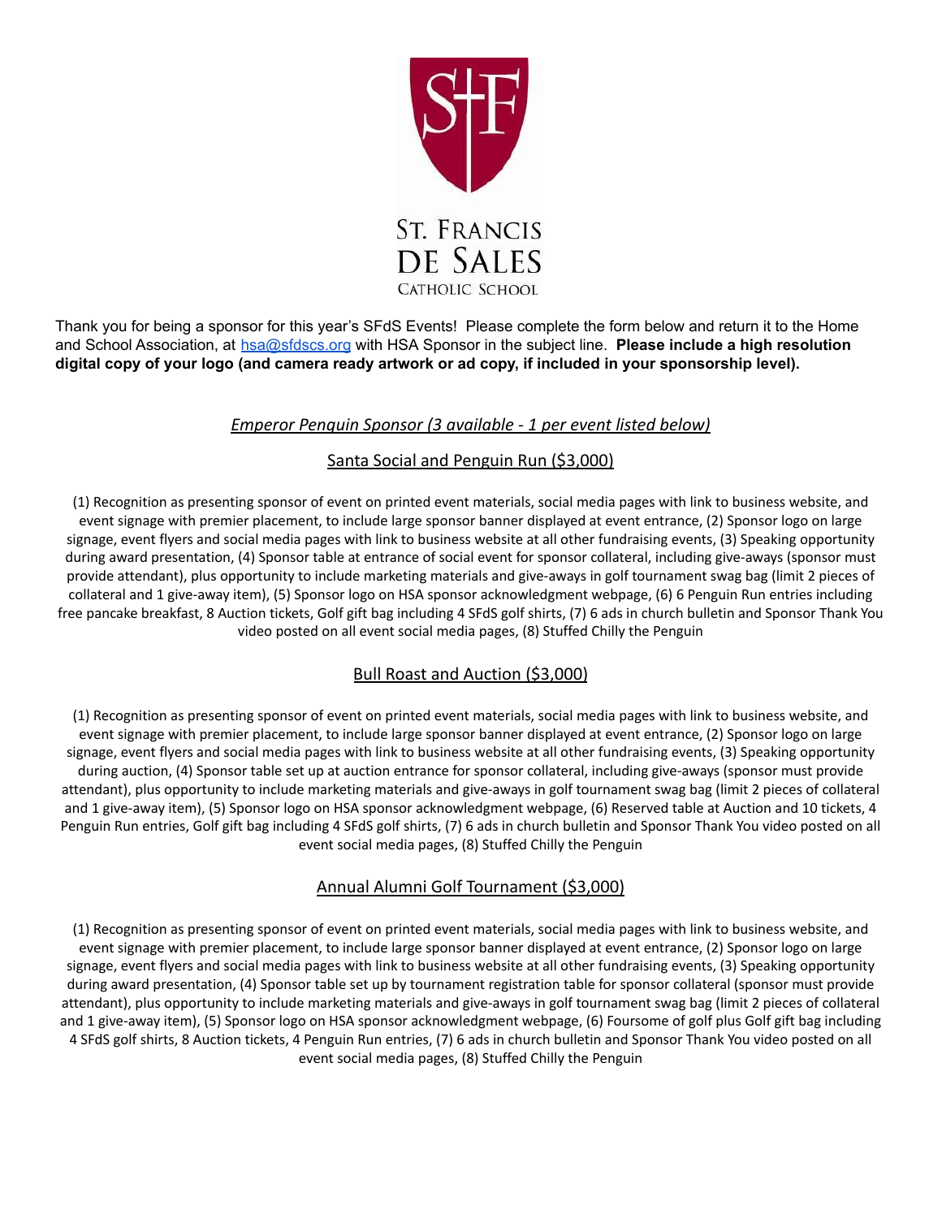ST. FRANCIS DE SALES

CATHOLIC SCHOOL

Thank you for being a sponsor for this year's SFdS Events! Please complete the form below and return it to the Home and School Association, at hsa@sfdscs.org with HSA Sponsor in the subject line. **Please include a high resolution digital copy of your logo (and camera ready artwork or ad copy, if included in your sponsorship level).**

## *Emperor Penguin Sponsor (3 available - 1 per event listed below)*

### Santa Social and Penguin Run ($3,000)

(1) Recognition as presenting sponsor of event on printed event materials, social media pages with link to business website, and event signage with premier placement, to include large sponsor banner displayed at event entrance, (2) Sponsor logo on large signage, event flyers and social media pages with link to business website at all other fundraising events, (3) Speaking opportunity during award presentation, (4) Sponsor table at entrance of social event for sponsor collateral, including give-aways (sponsor must provide attendant), plus opportunity to include marketing materials and give-aways in golf tournament swag bag (limit 2 pieces of collateral and 1 give-away item), (5) Sponsor logo on HSA sponsor acknowledgment webpage, (6) 6 Penguin Run entries including free pancake breakfast, 8 Auction tickets, Golf gift bag including 4 SFdS golf shirts, (7) 6 ads in church bulletin and Sponsor Thank You video posted on all event social media pages, (8) Stuffed Chilly the Penguin

### Bull Roast and Auction ($3,000)

(1) Recognition as presenting sponsor of event on printed event materials, social media pages with link to business website, and event signage with premier placement, to include large sponsor banner displayed at event entrance, (2) Sponsor logo on large signage, event flyers and social media pages with link to business website at all other fundraising events, (3) Speaking opportunity during auction, (4) Sponsor table set up at auction entrance for sponsor collateral, including give-aways (sponsor must provide attendant), plus opportunity to include marketing materials and give-aways in golf tournament swag bag (limit 2 pieces of collateral and 1 give-away item), (5) Sponsor logo on HSA sponsor acknowledgment webpage, (6) Reserved table at Auction and 10 tickets, 4 Penguin Run entries, Golf gift bag including 4 SFdS golf shirts, (7) 6 ads in church bulletin and Sponsor Thank You video posted on all event social media pages, (8) Stuffed Chilly the Penguin

### Annual Alumni Golf Tournament ($3,000)

(1) Recognition as presenting sponsor of event on printed event materials, social media pages with link to business website, and event signage with premier placement, to include large sponsor banner displayed at event entrance, (2) Sponsor logo on large signage, event flyers and social media pages with link to business website at all other fundraising events, (3) Speaking opportunity during award presentation, (4) Sponsor table set up by tournament registration table for sponsor collateral (sponsor must provide attendant), plus opportunity to include marketing materials and give-aways in golf tournament swag bag (limit 2 pieces of collateral and 1 give-away item), (5) Sponsor logo on HSA sponsor acknowledgment webpage, (6) Foursome of golf plus Golf gift bag including 4 SFdS golf shirts, 8 Auction tickets, 4 Penguin Run entries, (7) 6 ads in church bulletin and Sponsor Thank You video posted on all event social media pages, (8) Stuffed Chilly the Penguin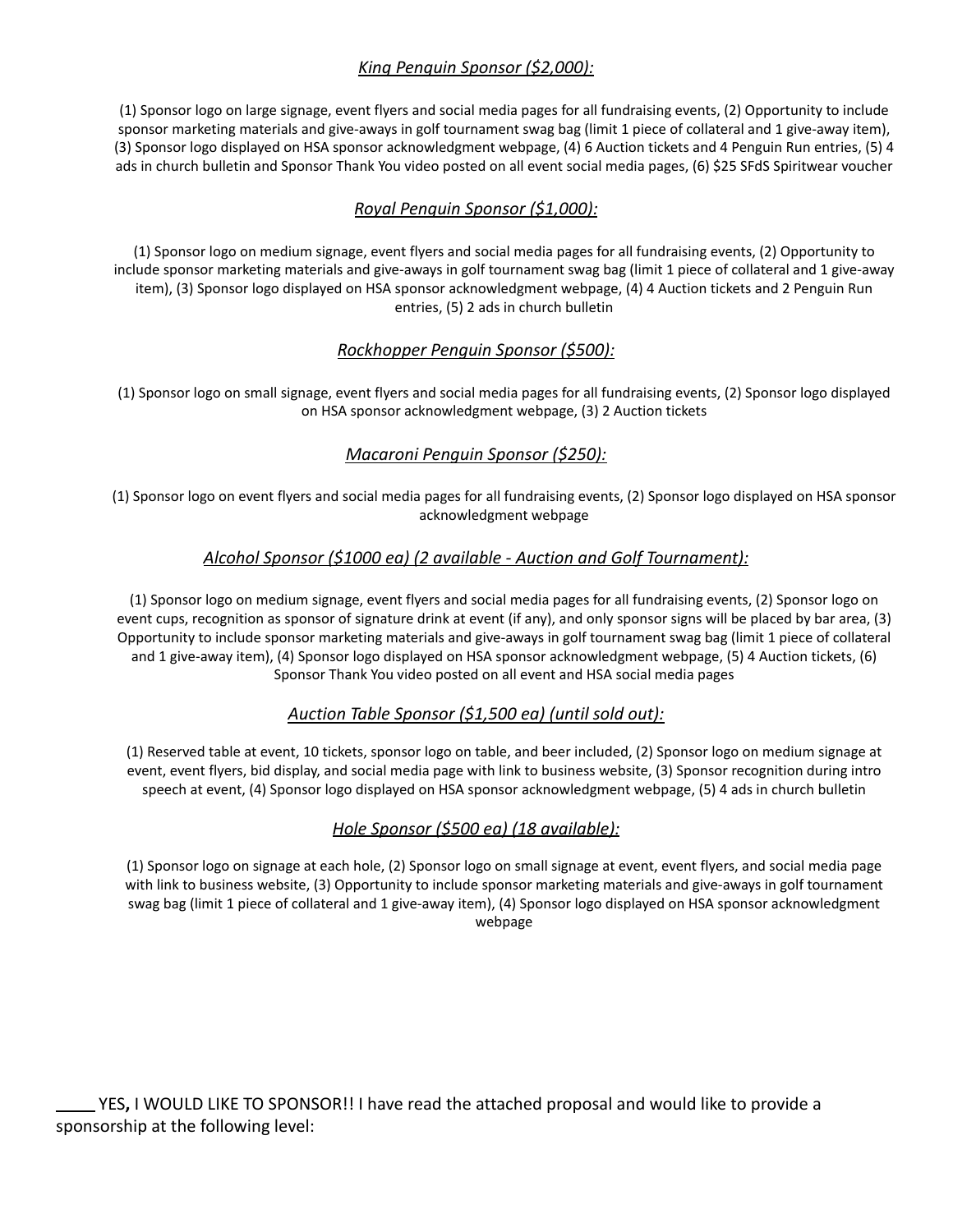### *King Penguin Sponsor ($2,000):*

(1) Sponsor logo on large signage, event flyers and social media pages for all fundraising events, (2) Opportunity to include sponsor marketing materials and give-aways in golf tournament swag bag (limit 1 piece of collateral and 1 give-away item), (3) Sponsor logo displayed on HSA sponsor acknowledgment webpage, (4) 6 Auction tickets and 4 Penguin Run entries, (5) 4 ads in church bulletin and Sponsor Thank You video posted on all event social media pages, (6) $25 SFdS Spiritwear voucher

### *Royal Penguin Sponsor ($1,000):*

(1) Sponsor logo on medium signage, event flyers and social media pages for all fundraising events, (2) Opportunity to include sponsor marketing materials and give-aways in golf tournament swag bag (limit 1 piece of collateral and 1 give-away item), (3) Sponsor logo displayed on HSA sponsor acknowledgment webpage, (4) 4 Auction tickets and 2 Penguin Run entries, (5) 2 ads in church bulletin

### *Rockhopper Penguin Sponsor ($500):*

(1) Sponsor logo on small signage, event flyers and social media pages for all fundraising events, (2) Sponsor logo displayed on HSA sponsor acknowledgment webpage, (3) 2 Auction tickets

### *Macaroni Penguin Sponsor ($250):*

(1) Sponsor logo on event flyers and social media pages for all fundraising events, (2) Sponsor logo displayed on HSA sponsor acknowledgment webpage

### *Alcohol Sponsor ($1000 ea) (2 available - Auction and Golf Tournament):*

(1) Sponsor logo on medium signage, event flyers and social media pages for all fundraising events, (2) Sponsor logo on event cups, recognition as sponsor of signature drink at event (if any), and only sponsor signs will be placed by bar area, (3) Opportunity to include sponsor marketing materials and give-aways in golf tournament swag bag (limit 1 piece of collateral and 1 give-away item), (4) Sponsor logo displayed on HSA sponsor acknowledgment webpage, (5) 4 Auction tickets, (6) Sponsor Thank You video posted on all event and HSA social media pages

### *Auction Table Sponsor ($1,500 ea) (until sold out):*

(1) Reserved table at event, 10 tickets, sponsor logo on table, and beer included, (2) Sponsor logo on medium signage at event, event flyers, bid display, and social media page with link to business website, (3) Sponsor recognition during intro speech at event, (4) Sponsor logo displayed on HSA sponsor acknowledgment webpage, (5) 4 ads in church bulletin

### *Hole Sponsor ($500 ea) (18 available):*

(1) Sponsor logo on signage at each hole, (2) Sponsor logo on small signage at event, event flyers, and social media page with link to business website, (3) Opportunity to include sponsor marketing materials and give-aways in golf tournament swag bag (limit 1 piece of collateral and 1 give-away item), (4) Sponsor logo displayed on HSA sponsor acknowledgment webpage

____ YES**,** I WOULD LIKE TO SPONSOR!! I have read the attached proposal and would like to provide a sponsorship at the following level: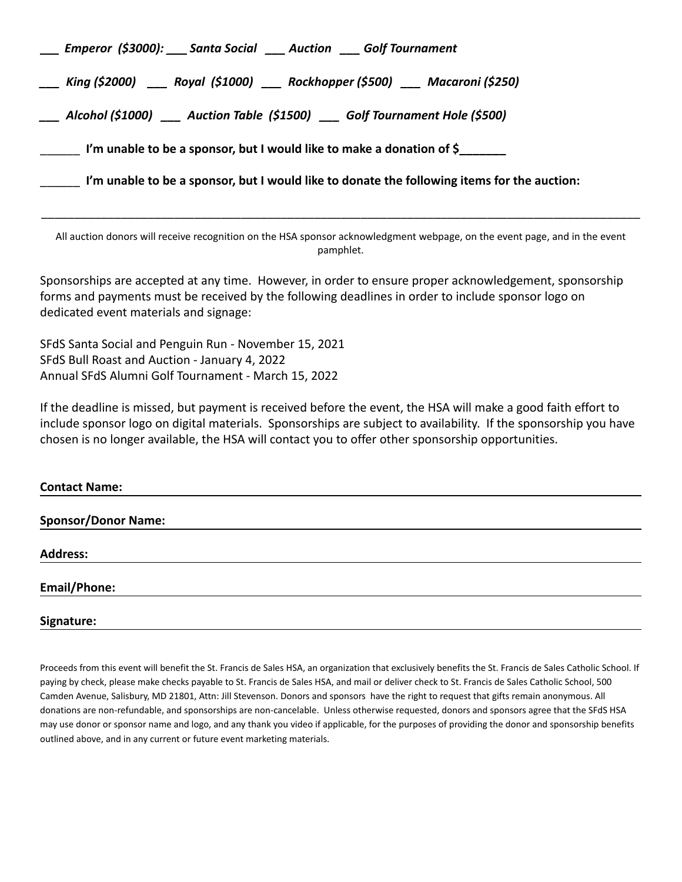___ ***Emperor ($3000):*** ___ ***Santa Social*** ___ ***Auction*** ___ ***Golf Tournament***

___ ***King ($2000)*** ___ ***Royal ($1000)*** ___ ***Rockhopper ($500)*** ___ ***Macaroni ($250)***

___ ***Alcohol ($1000)*** ___ ***Auction Table ($1500)*** ___ ***Golf Tournament Hole ($500)***

______ **I'm unable to be a sponsor, but I would like to make a donation of $_______**

______ **I'm unable to be a sponsor, but I would like to donate the following items for the auction:**

_____________________________________________________________________________________________

All auction donors will receive recognition on the HSA sponsor acknowledgment webpage, on the event page, and in the event pamphlet.

Sponsorships are accepted at any time. However, in order to ensure proper acknowledgement, sponsorship forms and payments must be received by the following deadlines in order to include sponsor logo on dedicated event materials and signage:

SFdS Santa Social and Penguin Run - November 15, 2021
SFdS Bull Roast and Auction - January 4, 2022
Annual SFdS Alumni Golf Tournament - March 15, 2022

If the deadline is missed, but payment is received before the event, the HSA will make a good faith effort to include sponsor logo on digital materials. Sponsorships are subject to availability. If the sponsorship you have chosen is no longer available, the HSA will contact you to offer other sponsorship opportunities.

**Contact Name:** ______________________________________________

**Sponsor/Donor Name:** ______________________________________________

**Address:** ______________________________________________

**Email/Phone:** ______________________________________________

**Signature:** ______________________________________________

Proceeds from this event will benefit the St. Francis de Sales HSA, an organization that exclusively benefits the St. Francis de Sales Catholic School. If paying by check, please make checks payable to St. Francis de Sales HSA, and mail or deliver check to St. Francis de Sales Catholic School, 500 Camden Avenue, Salisbury, MD 21801, Attn: Jill Stevenson. Donors and sponsors have the right to request that gifts remain anonymous. All donations are non-refundable, and sponsorships are non-cancelable. Unless otherwise requested, donors and sponsors agree that the SFdS HSA may use donor or sponsor name and logo, and any thank you video if applicable, for the purposes of providing the donor and sponsorship benefits outlined above, and in any current or future event marketing materials.